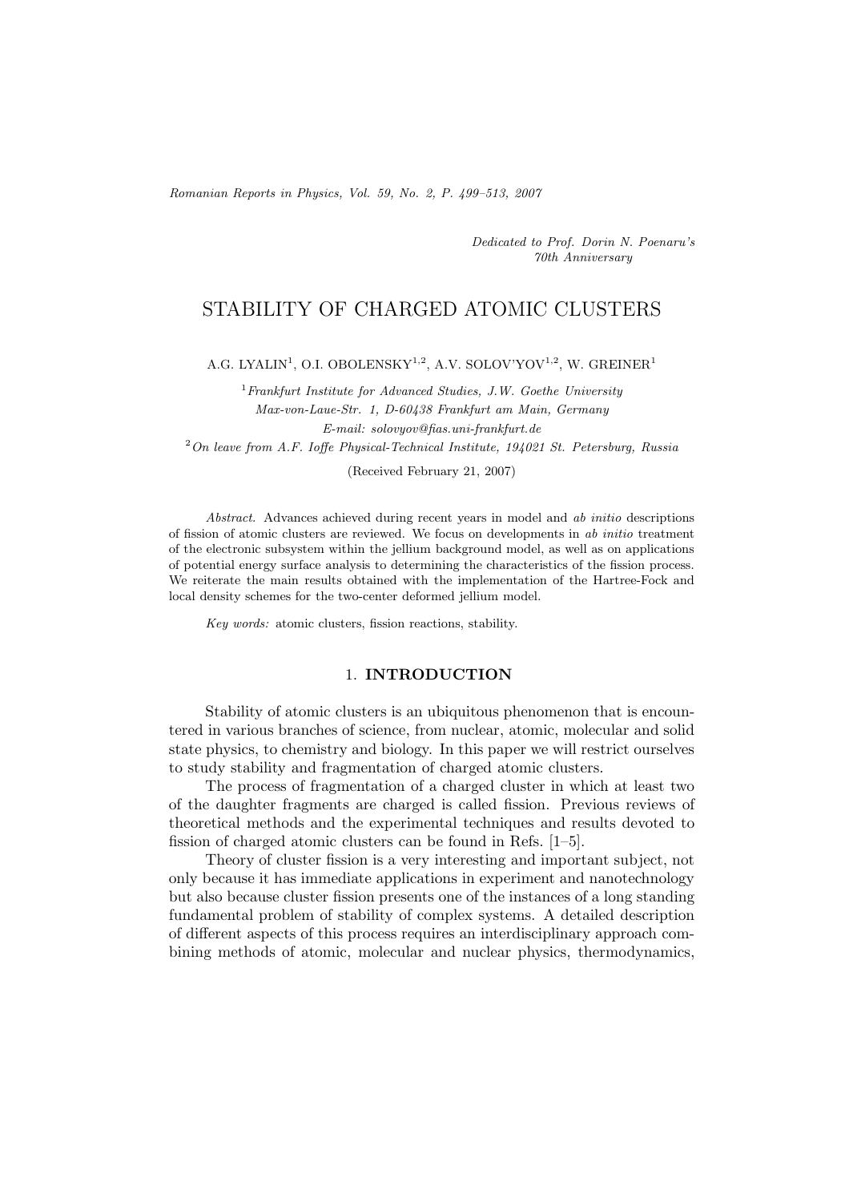*Dedicated to Prof. Dorin N. Poenaru's 70th Anniversary*

# STABILITY OF CHARGED ATOMIC CLUSTERS

A.G. LYALIN[1], O.I. OBOLENSKY[1,2], A.V. SOLOV'YOV[1,2], W. GREINER[1]

[1] *Frankfurt Institute for Advanced Studies, J.W. Goethe University*
*Max-von-Laue-Str. 1, D-60438 Frankfurt am Main, Germany*
*E-mail: solovyov@fias.uni-frankfurt.de*

[2] *On leave from A.F. Ioffe Physical-Technical Institute, 194021 St. Petersburg, Russia*

(Received February 21, 2007)

*Abstract.* Advances achieved during recent years in model and *ab initio* descriptions of fission of atomic clusters are reviewed. We focus on developments in *ab initio* treatment of the electronic subsystem within the jellium background model, as well as on applications of potential energy surface analysis to determining the characteristics of the fission process. We reiterate the main results obtained with the implementation of the Hartree-Fock and local density schemes for the two-center deformed jellium model.

*Key words:* atomic clusters, fission reactions, stability.

## 1. INTRODUCTION

Stability of atomic clusters is an ubiquitous phenomenon that is encountered in various branches of science, from nuclear, atomic, molecular and solid state physics, to chemistry and biology. In this paper we will restrict ourselves to study stability and fragmentation of charged atomic clusters.

The process of fragmentation of a charged cluster in which at least two of the daughter fragments are charged is called fission. Previous reviews of theoretical methods and the experimental techniques and results devoted to fission of charged atomic clusters can be found in Refs. [1–5].

Theory of cluster fission is a very interesting and important subject, not only because it has immediate applications in experiment and nanotechnology but also because cluster fission presents one of the instances of a long standing fundamental problem of stability of complex systems. A detailed description of different aspects of this process requires an interdisciplinary approach combining methods of atomic, molecular and nuclear physics, thermodynamics,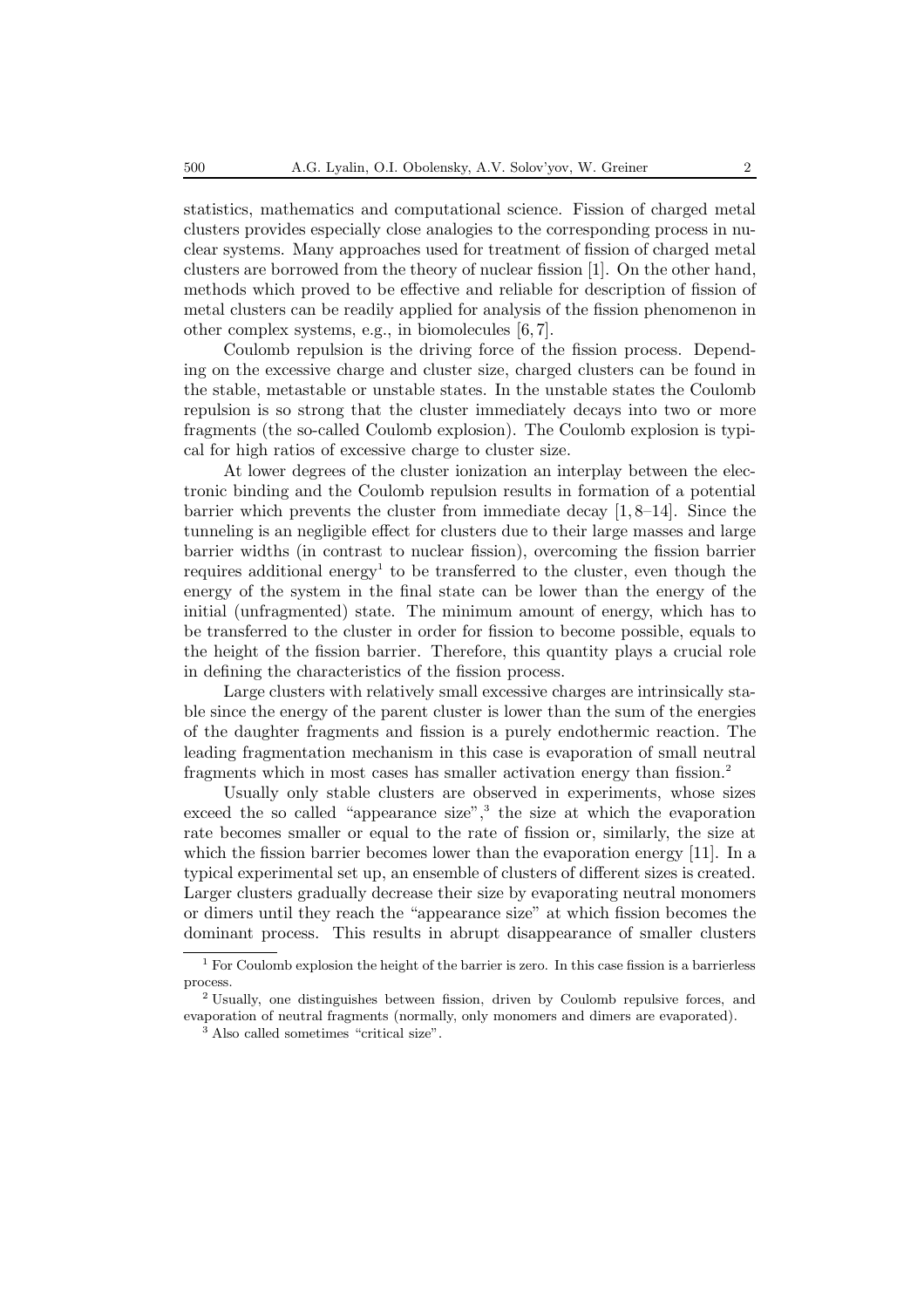statistics, mathematics and computational science. Fission of charged metal clusters provides especially close analogies to the corresponding process in nuclear systems. Many approaches used for treatment of fission of charged metal clusters are borrowed from the theory of nuclear fission [1]. On the other hand, methods which proved to be effective and reliable for description of fission of metal clusters can be readily applied for analysis of the fission phenomenon in other complex systems, e.g., in biomolecules [6, 7].

Coulomb repulsion is the driving force of the fission process. Depending on the excessive charge and cluster size, charged clusters can be found in the stable, metastable or unstable states. In the unstable states the Coulomb repulsion is so strong that the cluster immediately decays into two or more fragments (the so-called Coulomb explosion). The Coulomb explosion is typical for high ratios of excessive charge to cluster size.

At lower degrees of the cluster ionization an interplay between the electronic binding and the Coulomb repulsion results in formation of a potential barrier which prevents the cluster from immediate decay [1, 8–14]. Since the tunneling is an negligible effect for clusters due to their large masses and large barrier widths (in contrast to nuclear fission), overcoming the fission barrier requires additional energy[1] to be transferred to the cluster, even though the energy of the system in the final state can be lower than the energy of the initial (unfragmented) state. The minimum amount of energy, which has to be transferred to the cluster in order for fission to become possible, equals to the height of the fission barrier. Therefore, this quantity plays a crucial role in defining the characteristics of the fission process.

Large clusters with relatively small excessive charges are intrinsically stable since the energy of the parent cluster is lower than the sum of the energies of the daughter fragments and fission is a purely endothermic reaction. The leading fragmentation mechanism in this case is evaporation of small neutral fragments which in most cases has smaller activation energy than fission.[2]

Usually only stable clusters are observed in experiments, whose sizes exceed the so called "appearance size",[3] the size at which the evaporation rate becomes smaller or equal to the rate of fission or, similarly, the size at which the fission barrier becomes lower than the evaporation energy [11]. In a typical experimental set up, an ensemble of clusters of different sizes is created. Larger clusters gradually decrease their size by evaporating neutral monomers or dimers until they reach the "appearance size" at which fission becomes the dominant process. This results in abrupt disappearance of smaller clusters

[1] For Coulomb explosion the height of the barrier is zero. In this case fission is a barrierless process.

[2] Usually, one distinguishes between fission, driven by Coulomb repulsive forces, and evaporation of neutral fragments (normally, only monomers and dimers are evaporated).

[3] Also called sometimes "critical size".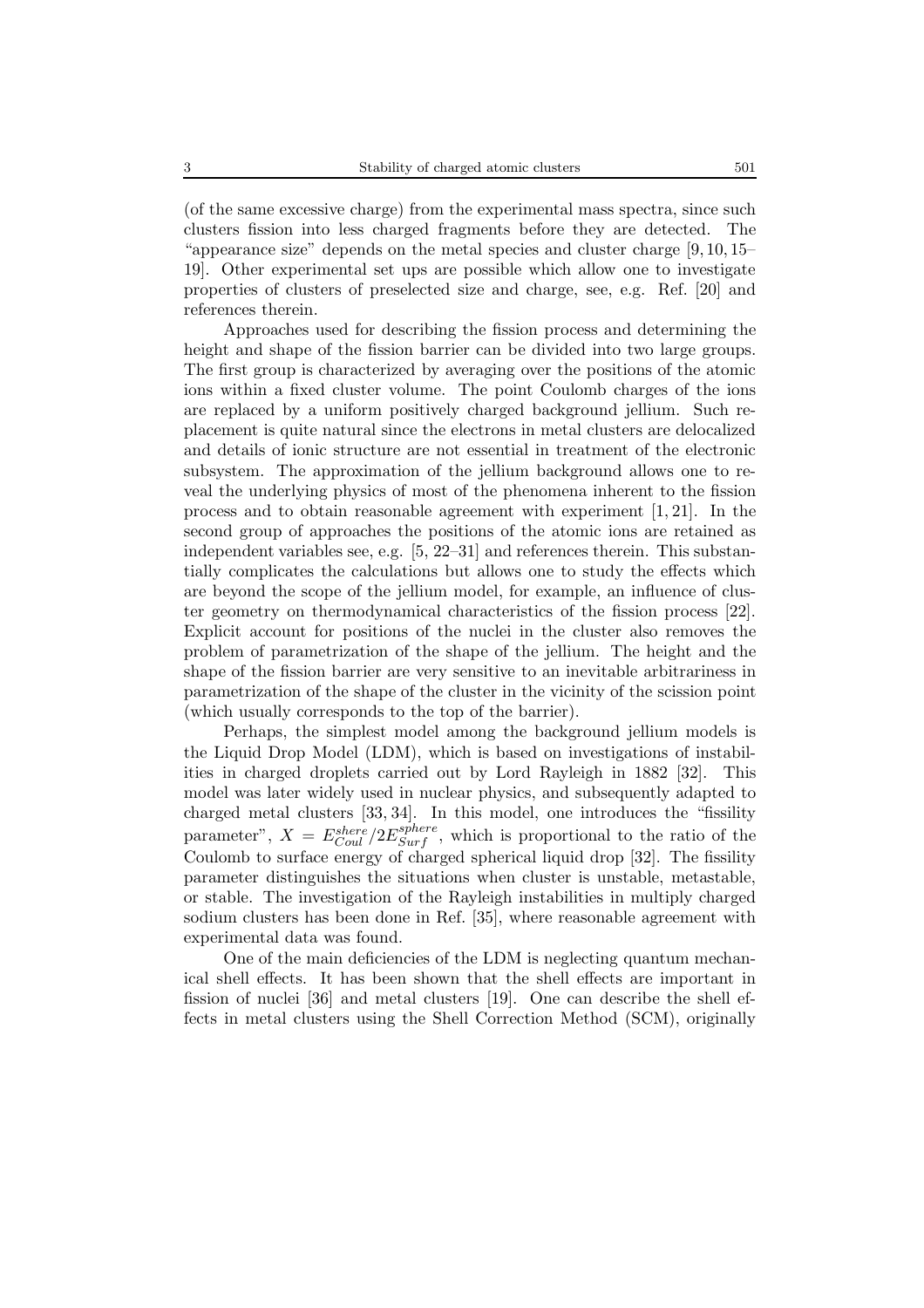(of the same excessive charge) from the experimental mass spectra, since such clusters fission into less charged fragments before they are detected. The "appearance size" depends on the metal species and cluster charge [9, 10, 15–19]. Other experimental set ups are possible which allow one to investigate properties of clusters of preselected size and charge, see, e.g. Ref. [20] and references therein.

Approaches used for describing the fission process and determining the height and shape of the fission barrier can be divided into two large groups. The first group is characterized by averaging over the positions of the atomic ions within a fixed cluster volume. The point Coulomb charges of the ions are replaced by a uniform positively charged background jellium. Such replacement is quite natural since the electrons in metal clusters are delocalized and details of ionic structure are not essential in treatment of the electronic subsystem. The approximation of the jellium background allows one to reveal the underlying physics of most of the phenomena inherent to the fission process and to obtain reasonable agreement with experiment [1, 21]. In the second group of approaches the positions of the atomic ions are retained as independent variables see, e.g. [5, 22–31] and references therein. This substantially complicates the calculations but allows one to study the effects which are beyond the scope of the jellium model, for example, an influence of cluster geometry on thermodynamical characteristics of the fission process [22]. Explicit account for positions of the nuclei in the cluster also removes the problem of parametrization of the shape of the jellium. The height and the shape of the fission barrier are very sensitive to an inevitable arbitrariness in parametrization of the shape of the cluster in the vicinity of the scission point (which usually corresponds to the top of the barrier).

Perhaps, the simplest model among the background jellium models is the Liquid Drop Model (LDM), which is based on investigations of instabilities in charged droplets carried out by Lord Rayleigh in 1882 [32]. This model was later widely used in nuclear physics, and subsequently adapted to charged metal clusters [33, 34]. In this model, one introduces the "fissility parameter", $X = E_{Coul}^{shere}/2E_{Surf}^{sphere}$, which is proportional to the ratio of the Coulomb to surface energy of charged spherical liquid drop [32]. The fissility parameter distinguishes the situations when cluster is unstable, metastable, or stable. The investigation of the Rayleigh instabilities in multiply charged sodium clusters has been done in Ref. [35], where reasonable agreement with experimental data was found.

One of the main deficiencies of the LDM is neglecting quantum mechanical shell effects. It has been shown that the shell effects are important in fission of nuclei [36] and metal clusters [19]. One can describe the shell effects in metal clusters using the Shell Correction Method (SCM), originally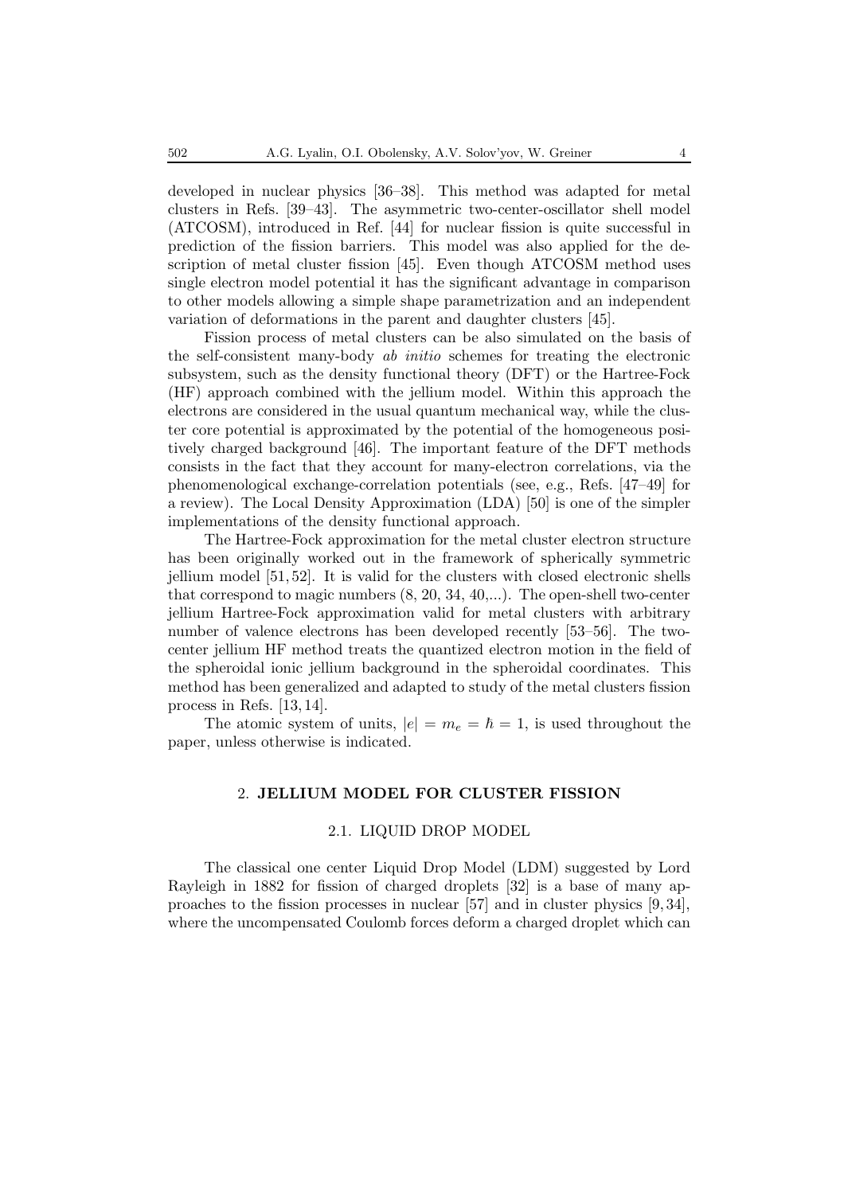developed in nuclear physics [36–38]. This method was adapted for metal clusters in Refs. [39–43]. The asymmetric two-center-oscillator shell model (ATCOSM), introduced in Ref. [44] for nuclear fission is quite successful in prediction of the fission barriers. This model was also applied for the description of metal cluster fission [45]. Even though ATCOSM method uses single electron model potential it has the significant advantage in comparison to other models allowing a simple shape parametrization and an independent variation of deformations in the parent and daughter clusters [45].

Fission process of metal clusters can be also simulated on the basis of the self-consistent many-body *ab initio* schemes for treating the electronic subsystem, such as the density functional theory (DFT) or the Hartree-Fock (HF) approach combined with the jellium model. Within this approach the electrons are considered in the usual quantum mechanical way, while the cluster core potential is approximated by the potential of the homogeneous positively charged background [46]. The important feature of the DFT methods consists in the fact that they account for many-electron correlations, via the phenomenological exchange-correlation potentials (see, e.g., Refs. [47–49] for a review). The Local Density Approximation (LDA) [50] is one of the simpler implementations of the density functional approach.

The Hartree-Fock approximation for the metal cluster electron structure has been originally worked out in the framework of spherically symmetric jellium model [51, 52]. It is valid for the clusters with closed electronic shells that correspond to magic numbers (8, 20, 34, 40,...). The open-shell two-center jellium Hartree-Fock approximation valid for metal clusters with arbitrary number of valence electrons has been developed recently [53–56]. The two-center jellium HF method treats the quantized electron motion in the field of the spheroidal ionic jellium background in the spheroidal coordinates. This method has been generalized and adapted to study of the metal clusters fission process in Refs. [13, 14].

The atomic system of units, $|e| = m_e = \hbar = 1$, is used throughout the paper, unless otherwise is indicated.

## 2. JELLIUM MODEL FOR CLUSTER FISSION

### 2.1. LIQUID DROP MODEL

The classical one center Liquid Drop Model (LDM) suggested by Lord Rayleigh in 1882 for fission of charged droplets [32] is a base of many approaches to the fission processes in nuclear [57] and in cluster physics [9, 34], where the uncompensated Coulomb forces deform a charged droplet which can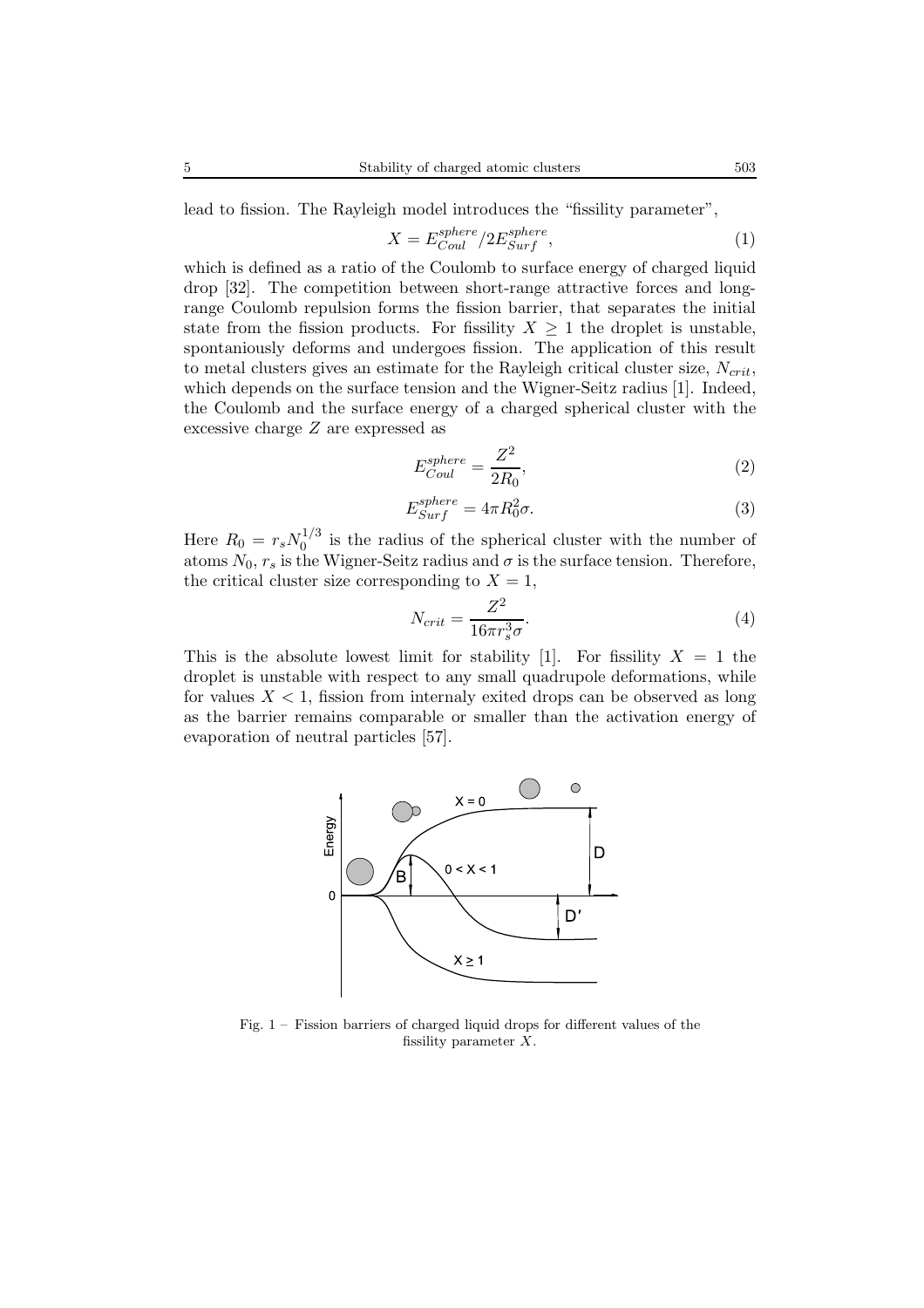lead to fission. The Rayleigh model introduces the "fissility parameter",

$$X = E_{Coul}^{sphere}/2E_{Surf}^{sphere}, \tag{1}$$

which is defined as a ratio of the Coulomb to surface energy of charged liquid drop [32]. The competition between short-range attractive forces and long-range Coulomb repulsion forms the fission barrier, that separates the initial state from the fission products. For fissility $X \geq 1$ the droplet is unstable, spontaniously deforms and undergoes fission. The application of this result to metal clusters gives an estimate for the Rayleigh critical cluster size, $N_{crit}$, which depends on the surface tension and the Wigner-Seitz radius [1]. Indeed, the Coulomb and the surface energy of a charged spherical cluster with the excessive charge $Z$ are expressed as

$$E_{Coul}^{sphere} = \frac{Z^2}{2R_0}, \tag{2}$$

$$E_{Surf}^{sphere} = 4\pi R_0^2 \sigma. \tag{3}$$

Here $R_0 = r_s N_0^{1/3}$ is the radius of the spherical cluster with the number of atoms $N_0$, $r_s$ is the Wigner-Seitz radius and $\sigma$ is the surface tension. Therefore, the critical cluster size corresponding to $X = 1$,

$$N_{crit} = \frac{Z^2}{16\pi r_s^3 \sigma}. \tag{4}$$

This is the absolute lowest limit for stability [1]. For fissility $X = 1$ the droplet is unstable with respect to any small quadrupole deformations, while for values $X < 1$, fission from internaly exited drops can be observed as long as the barrier remains comparable or smaller than the activation energy of evaporation of neutral particles [57].

Fig. 1 – Fission barriers of charged liquid drops for different values of the fissility parameter $X$.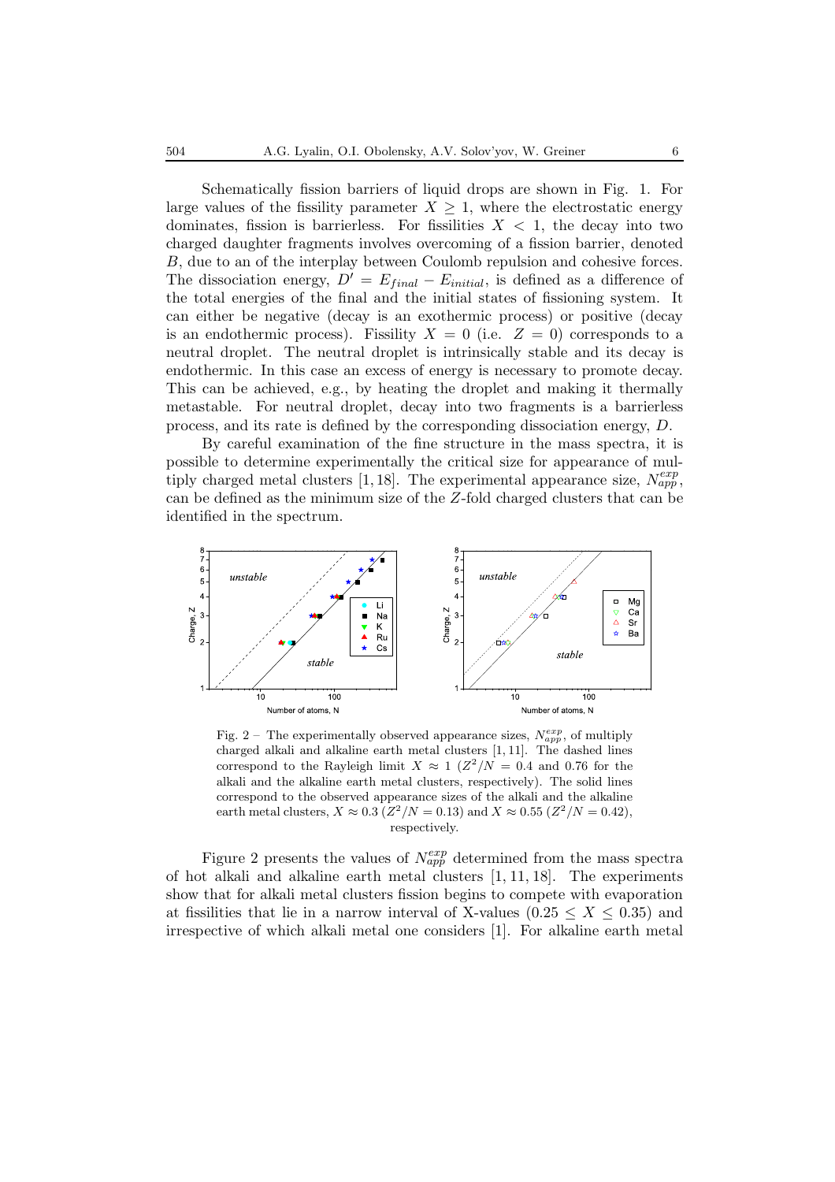Schematically fission barriers of liquid drops are shown in Fig. 1. For large values of the fissility parameter $X \geq 1$, where the electrostatic energy dominates, fission is barrierless. For fissilities $X < 1$, the decay into two charged daughter fragments involves overcoming of a fission barrier, denoted $B$, due to an of the interplay between Coulomb repulsion and cohesive forces. The dissociation energy, $D' = E_{final} - E_{initial}$, is defined as a difference of the total energies of the final and the initial states of fissioning system. It can either be negative (decay is an exothermic process) or positive (decay is an endothermic process). Fissility $X = 0$ (i.e. $Z = 0$) corresponds to a neutral droplet. The neutral droplet is intrinsically stable and its decay is endothermic. In this case an excess of energy is necessary to promote decay. This can be achieved, e.g., by heating the droplet and making it thermally metastable. For neutral droplet, decay into two fragments is a barrierless process, and its rate is defined by the corresponding dissociation energy, $D$.

By careful examination of the fine structure in the mass spectra, it is possible to determine experimentally the critical size for appearance of multiply charged metal clusters [1, 18]. The experimental appearance size, $N_{app}^{exp}$, can be defined as the minimum size of the $Z$-fold charged clusters that can be identified in the spectrum.

Fig. 2 – The experimentally observed appearance sizes, $N_{app}^{exp}$, of multiply charged alkali and alkaline earth metal clusters [1, 11]. The dashed lines correspond to the Rayleigh limit $X \approx 1$ ($Z^2/N = 0.4$ and 0.76 for the alkali and the alkaline earth metal clusters, respectively). The solid lines correspond to the observed appearance sizes of the alkali and the alkaline earth metal clusters, $X \approx 0.3$ ($Z^2/N = 0.13$) and $X \approx 0.55$ ($Z^2/N = 0.42$), respectively.

Figure 2 presents the values of $N_{app}^{exp}$ determined from the mass spectra of hot alkali and alkaline earth metal clusters [1, 11, 18]. The experiments show that for alkali metal clusters fission begins to compete with evaporation at fissilities that lie in a narrow interval of X-values ($0.25 \leq X \leq 0.35$) and irrespective of which alkali metal one considers [1]. For alkaline earth metal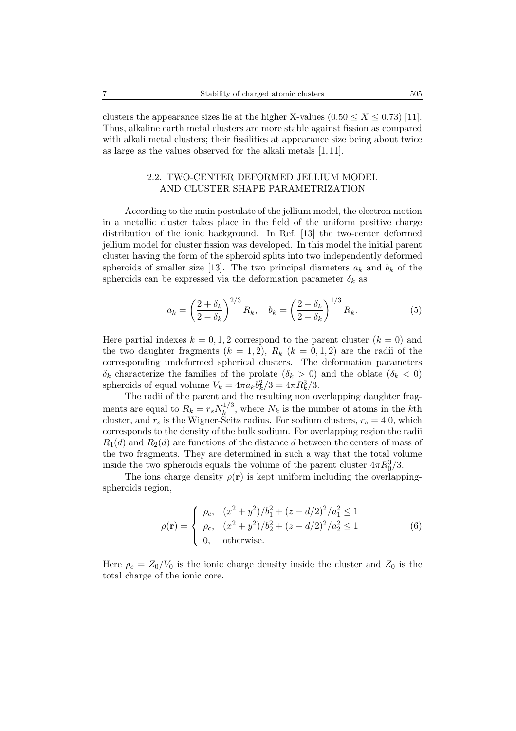clusters the appearance sizes lie at the higher X-values ($0.50 \leq X \leq 0.73$) [11]. Thus, alkaline earth metal clusters are more stable against fission as compared with alkali metal clusters; their fissilities at appearance size being about twice as large as the values observed for the alkali metals [1, 11].

### 2.2. TWO-CENTER DEFORMED JELLIUM MODEL AND CLUSTER SHAPE PARAMETRIZATION

According to the main postulate of the jellium model, the electron motion in a metallic cluster takes place in the field of the uniform positive charge distribution of the ionic background. In Ref. [13] the two-center deformed jellium model for cluster fission was developed. In this model the initial parent cluster having the form of the spheroid splits into two independently deformed spheroids of smaller size [13]. The two principal diameters $a_k$ and $b_k$ of the spheroids can be expressed via the deformation parameter $\delta_k$ as

$$a_k = \left(\frac{2+\delta_k}{2-\delta_k}\right)^{2/3} R_k, \quad b_k = \left(\frac{2-\delta_k}{2+\delta_k}\right)^{1/3} R_k. \tag{5}$$

Here partial indexes $k = 0, 1, 2$ correspond to the parent cluster ($k = 0$) and the two daughter fragments ($k = 1, 2$), $R_k$ ($k = 0, 1, 2$) are the radii of the corresponding undeformed spherical clusters. The deformation parameters $\delta_k$ characterize the families of the prolate ($\delta_k > 0$) and the oblate ($\delta_k < 0$) spheroids of equal volume $V_k = 4\pi a_k b_k^2/3 = 4\pi R_k^3/3$.

The radii of the parent and the resulting non overlapping daughter fragments are equal to $R_k = r_s N_k^{1/3}$, where $N_k$ is the number of atoms in the $k$th cluster, and $r_s$ is the Wigner-Seitz radius. For sodium clusters, $r_s = 4.0$, which corresponds to the density of the bulk sodium. For overlapping region the radii $R_1(d)$ and $R_2(d)$ are functions of the distance $d$ between the centers of mass of the two fragments. They are determined in such a way that the total volume inside the two spheroids equals the volume of the parent cluster $4\pi R_0^3/3$.

The ions charge density $\rho(\mathbf{r})$ is kept uniform including the overlapping-spheroids region,

$$\rho(\mathbf{r}) = \begin{cases} \rho_c, & (x^2+y^2)/b_1^2 + (z+d/2)^2/a_1^2 \leq 1 \\ \rho_c, & (x^2+y^2)/b_2^2 + (z-d/2)^2/a_2^2 \leq 1 \\ 0, & \text{otherwise.} \end{cases} \tag{6}$$

Here $\rho_c = Z_0/V_0$ is the ionic charge density inside the cluster and $Z_0$ is the total charge of the ionic core.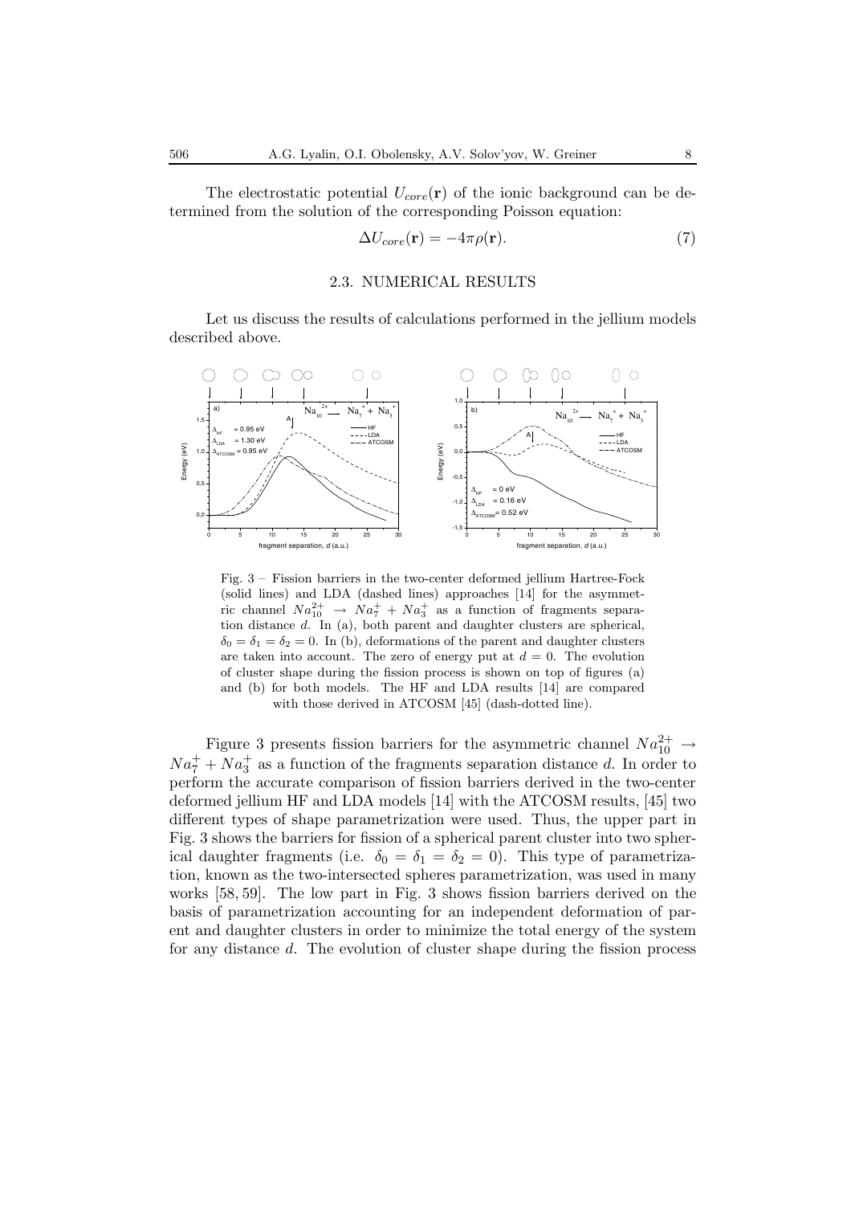The electrostatic potential $U_{core}(\mathbf{r})$ of the ionic background can be determined from the solution of the corresponding Poisson equation:

$$\Delta U_{core}(\mathbf{r}) = -4\pi\rho(\mathbf{r}). \tag{7}$$

### 2.3. NUMERICAL RESULTS

Let us discuss the results of calculations performed in the jellium models described above.

Fig. 3 – Fission barriers in the two-center deformed jellium Hartree-Fock (solid lines) and LDA (dashed lines) approaches [14] for the asymmetric channel $Na_{10}^{2+} \rightarrow Na_7^+ + Na_3^+$ as a function of fragments separation distance $d$. In (a), both parent and daughter clusters are spherical, $\delta_0 = \delta_1 = \delta_2 = 0$. In (b), deformations of the parent and daughter clusters are taken into account. The zero of energy put at $d = 0$. The evolution of cluster shape during the fission process is shown on top of figures (a) and (b) for both models. The HF and LDA results [14] are compared with those derived in ATCOSM [45] (dash-dotted line).

Figure 3 presents fission barriers for the asymmetric channel $Na_{10}^{2+} \rightarrow Na_7^+ + Na_3^+$ as a function of the fragments separation distance $d$. In order to perform the accurate comparison of fission barriers derived in the two-center deformed jellium HF and LDA models [14] with the ATCOSM results, [45] two different types of shape parametrization were used. Thus, the upper part in Fig. 3 shows the barriers for fission of a spherical parent cluster into two spherical daughter fragments (i.e. $\delta_0 = \delta_1 = \delta_2 = 0$). This type of parametrization, known as the two-intersected spheres parametrization, was used in many works [58, 59]. The low part in Fig. 3 shows fission barriers derived on the basis of parametrization accounting for an independent deformation of parent and daughter clusters in order to minimize the total energy of the system for any distance $d$. The evolution of cluster shape during the fission process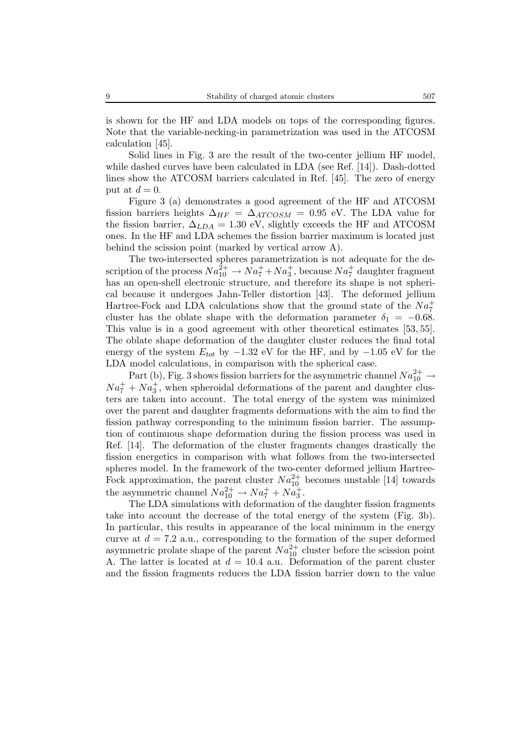is shown for the HF and LDA models on tops of the corresponding figures. Note that the variable-necking-in parametrization was used in the ATCOSM calculation [45].

Solid lines in Fig. 3 are the result of the two-center jellium HF model, while dashed curves have been calculated in LDA (see Ref. [14]). Dash-dotted lines show the ATCOSM barriers calculated in Ref. [45]. The zero of energy put at $d = 0$.

Figure 3 (a) demonstrates a good agreement of the HF and ATCOSM fission barriers heights $\Delta_{HF} = \Delta_{ATCOSM} = 0.95$ eV. The LDA value for the fission barrier, $\Delta_{LDA} = 1.30$ eV, slightly exceeds the HF and ATCOSM ones. In the HF and LDA schemes the fission barrier maximum is located just behind the scission point (marked by vertical arrow A).

The two-intersected spheres parametrization is not adequate for the description of the process $Na_{10}^{2+} \rightarrow Na_7^+ + Na_3^+$, because $Na_7^+$ daughter fragment has an open-shell electronic structure, and therefore its shape is not spherical because it undergoes Jahn-Teller distortion [43]. The deformed jellium Hartree-Fock and LDA calculations show that the ground state of the $Na_7^+$ cluster has the oblate shape with the deformation parameter $\delta_1 = -0.68$. This value is in a good agreement with other theoretical estimates [53, 55]. The oblate shape deformation of the daughter cluster reduces the final total energy of the system $E_{tot}$ by $-1.32$ eV for the HF, and by $-1.05$ eV for the LDA model calculations, in comparison with the spherical case.

Part (b), Fig. 3 shows fission barriers for the asymmetric channel $Na_{10}^{2+} \rightarrow Na_7^+ + Na_3^+$, when spheroidal deformations of the parent and daughter clusters are taken into account. The total energy of the system was minimized over the parent and daughter fragments deformations with the aim to find the fission pathway corresponding to the minimum fission barrier. The assumption of continuous shape deformation during the fission process was used in Ref. [14]. The deformation of the cluster fragments changes drastically the fission energetics in comparison with what follows from the two-intersected spheres model. In the framework of the two-center deformed jellium Hartree-Fock approximation, the parent cluster $Na_{10}^{2+}$ becomes unstable [14] towards the asymmetric channel $Na_{10}^{2+} \rightarrow Na_7^+ + Na_3^+$.

The LDA simulations with deformation of the daughter fission fragments take into account the decrease of the total energy of the system (Fig. 3b). In particular, this results in appearance of the local minimum in the energy curve at $d = 7.2$ a.u., corresponding to the formation of the super deformed asymmetric prolate shape of the parent $Na_{10}^{2+}$ cluster before the scission point A. The latter is located at $d = 10.4$ a.u. Deformation of the parent cluster and the fission fragments reduces the LDA fission barrier down to the value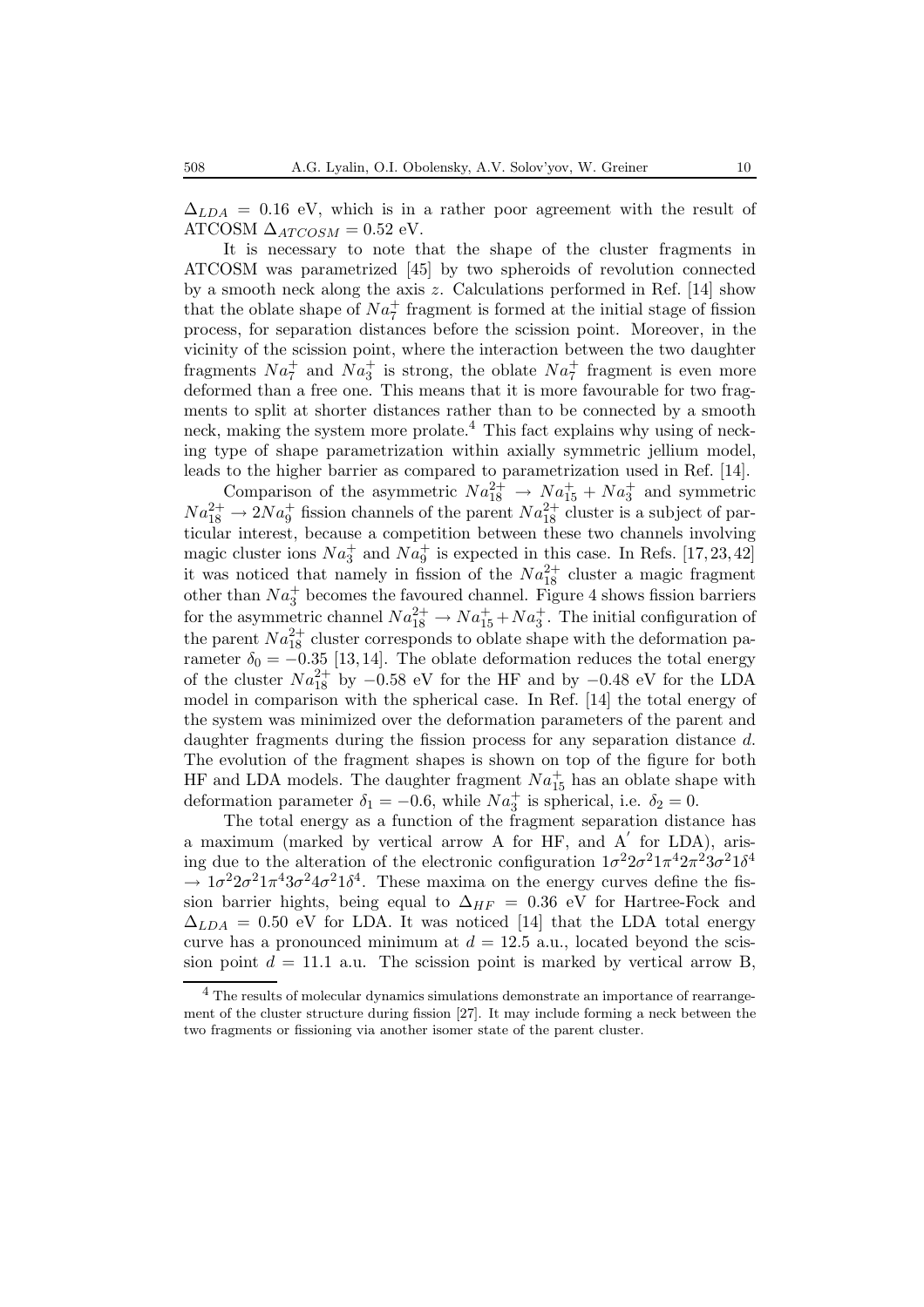$\Delta_{LDA} = 0.16$ eV, which is in a rather poor agreement with the result of ATCOSM $\Delta_{ATCOSM} = 0.52$ eV.

It is necessary to note that the shape of the cluster fragments in ATCOSM was parametrized [45] by two spheroids of revolution connected by a smooth neck along the axis $z$. Calculations performed in Ref. [14] show that the oblate shape of $Na_7^+$ fragment is formed at the initial stage of fission process, for separation distances before the scission point. Moreover, in the vicinity of the scission point, where the interaction between the two daughter fragments $Na_7^+$ and $Na_3^+$ is strong, the oblate $Na_7^+$ fragment is even more deformed than a free one. This means that it is more favourable for two fragments to split at shorter distances rather than to be connected by a smooth neck, making the system more prolate.[4] This fact explains why using of necking type of shape parametrization within axially symmetric jellium model, leads to the higher barrier as compared to parametrization used in Ref. [14].

Comparison of the asymmetric $Na_{18}^{2+} \rightarrow Na_{15}^+ + Na_3^+$ and symmetric $Na_{18}^{2+} \rightarrow 2Na_9^+$ fission channels of the parent $Na_{18}^{2+}$ cluster is a subject of particular interest, because a competition between these two channels involving magic cluster ions $Na_3^+$ and $Na_9^+$ is expected in this case. In Refs. [17, 23, 42] it was noticed that namely in fission of the $Na_{18}^{2+}$ cluster a magic fragment other than $Na_3^+$ becomes the favoured channel. Figure 4 shows fission barriers for the asymmetric channel $Na_{18}^{2+} \rightarrow Na_{15}^+ + Na_3^+$. The initial configuration of the parent $Na_{18}^{2+}$ cluster corresponds to oblate shape with the deformation parameter $\delta_0 = -0.35$ [13, 14]. The oblate deformation reduces the total energy of the cluster $Na_{18}^{2+}$ by $-0.58$ eV for the HF and by $-0.48$ eV for the LDA model in comparison with the spherical case. In Ref. [14] the total energy of the system was minimized over the deformation parameters of the parent and daughter fragments during the fission process for any separation distance $d$. The evolution of the fragment shapes is shown on top of the figure for both HF and LDA models. The daughter fragment $Na_{15}^+$ has an oblate shape with deformation parameter $\delta_1 = -0.6$, while $Na_3^+$ is spherical, i.e. $\delta_2 = 0$.

The total energy as a function of the fragment separation distance has a maximum (marked by vertical arrow A for HF, and A$'$ for LDA), arising due to the alteration of the electronic configuration $1\sigma^2 2\sigma^2 1\pi^4 2\pi^2 3\sigma^2 1\delta^4 \rightarrow 1\sigma^2 2\sigma^2 1\pi^4 3\sigma^2 4\sigma^2 1\delta^4$. These maxima on the energy curves define the fission barrier hights, being equal to $\Delta_{HF} = 0.36$ eV for Hartree-Fock and $\Delta_{LDA} = 0.50$ eV for LDA. It was noticed [14] that the LDA total energy curve has a pronounced minimum at $d = 12.5$ a.u., located beyond the scission point $d = 11.1$ a.u. The scission point is marked by vertical arrow B,

[4] The results of molecular dynamics simulations demonstrate an importance of rearrangement of the cluster structure during fission [27]. It may include forming a neck between the two fragments or fissioning via another isomer state of the parent cluster.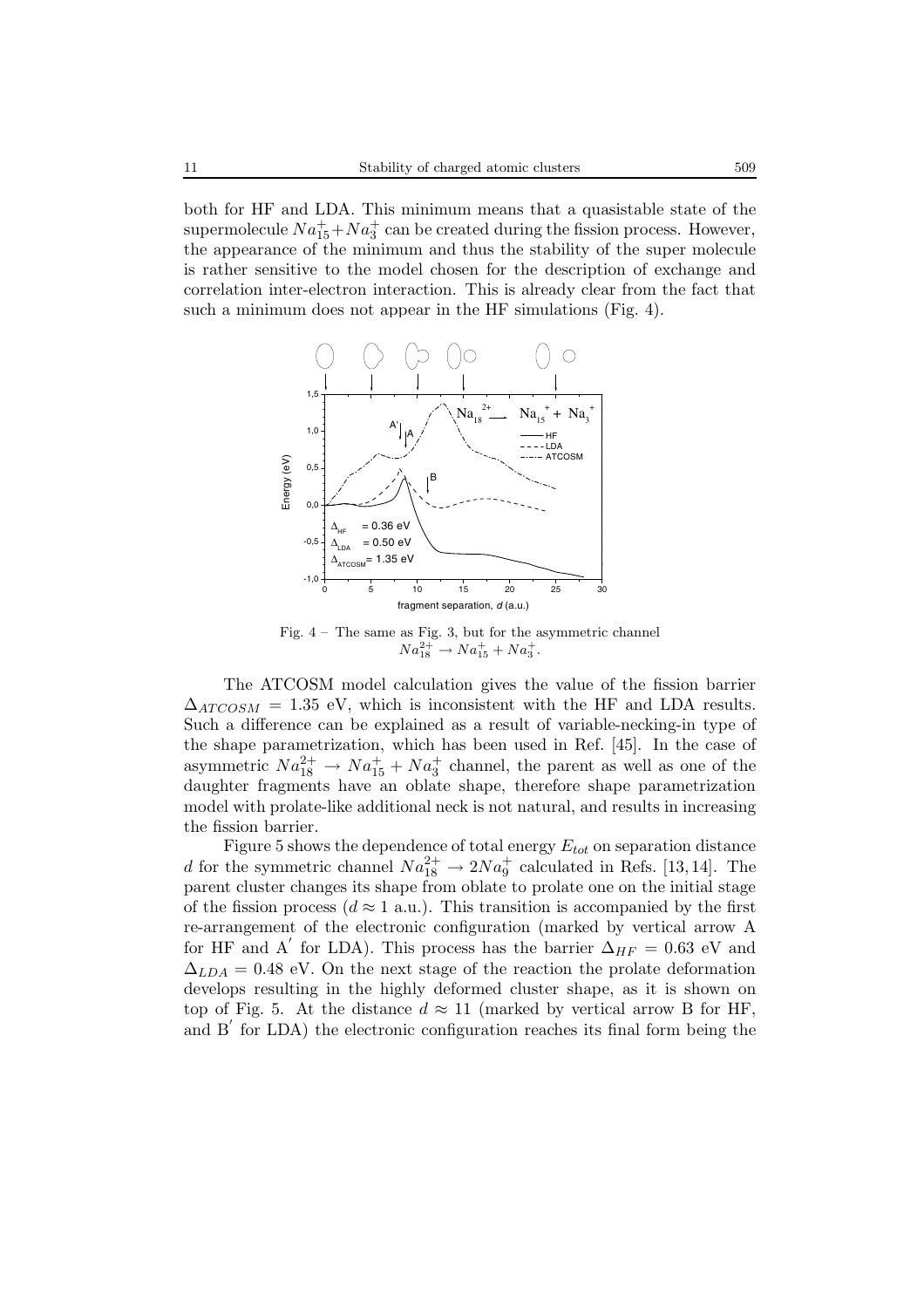both for HF and LDA. This minimum means that a quasistable state of the supermolecule $Na_{15}^{+}+Na_{3}^{+}$ can be created during the fission process. However, the appearance of the minimum and thus the stability of the super molecule is rather sensitive to the model chosen for the description of exchange and correlation inter-electron interaction. This is already clear from the fact that such a minimum does not appear in the HF simulations (Fig. 4).

Fig. 4 – The same as Fig. 3, but for the asymmetric channel $Na_{18}^{2+} \rightarrow Na_{15}^{+} + Na_{3}^{+}$.

The ATCOSM model calculation gives the value of the fission barrier $\Delta_{ATCOSM} = 1.35$ eV, which is inconsistent with the HF and LDA results. Such a difference can be explained as a result of variable-necking-in type of the shape parametrization, which has been used in Ref. [45]. In the case of asymmetric $Na_{18}^{2+} \rightarrow Na_{15}^{+} + Na_{3}^{+}$ channel, the parent as well as one of the daughter fragments have an oblate shape, therefore shape parametrization model with prolate-like additional neck is not natural, and results in increasing the fission barrier.

Figure 5 shows the dependence of total energy $E_{tot}$ on separation distance $d$ for the symmetric channel $Na_{18}^{2+} \rightarrow 2Na_{9}^{+}$ calculated in Refs. [13, 14]. The parent cluster changes its shape from oblate to prolate one on the initial stage of the fission process ($d \approx 1$ a.u.). This transition is accompanied by the first re-arrangement of the electronic configuration (marked by vertical arrow A for HF and A$'$ for LDA). This process has the barrier $\Delta_{HF} = 0.63$ eV and $\Delta_{LDA} = 0.48$ eV. On the next stage of the reaction the prolate deformation develops resulting in the highly deformed cluster shape, as it is shown on top of Fig. 5. At the distance $d \approx 11$ (marked by vertical arrow B for HF, and B$'$ for LDA) the electronic configuration reaches its final form being the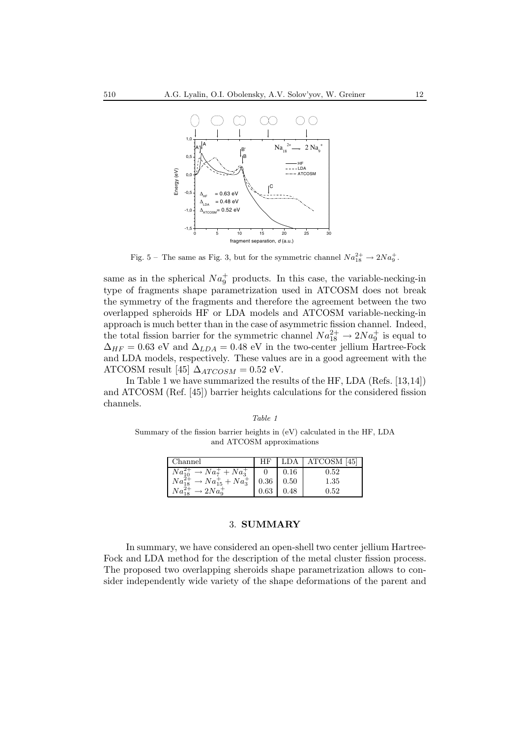Fig. 5 – The same as Fig. 3, but for the symmetric channel $Na_{18}^{2+} \rightarrow 2Na_9^+$.

same as in the spherical $Na_9^+$ products. In this case, the variable-necking-in type of fragments shape parametrization used in ATCOSM does not break the symmetry of the fragments and therefore the agreement between the two overlapped spheroids HF or LDA models and ATCOSM variable-necking-in approach is much better than in the case of asymmetric fission channel. Indeed, the total fission barrier for the symmetric channel $Na_{18}^{2+} \rightarrow 2Na_9^+$ is equal to $\Delta_{HF} = 0.63$ eV and $\Delta_{LDA} = 0.48$ eV in the two-center jellium Hartree-Fock and LDA models, respectively. These values are in a good agreement with the ATCOSM result [45] $\Delta_{ATCOSM} = 0.52$ eV.

In Table 1 we have summarized the results of the HF, LDA (Refs. [13,14]) and ATCOSM (Ref. [45]) barrier heights calculations for the considered fission channels.

*Table 1*

Summary of the fission barrier heights in (eV) calculated in the HF, LDA and ATCOSM approximations

| Channel | HF | LDA | ATCOSM [45] |
|---|---|---|---|
| $Na_{10}^{2+} \rightarrow Na_7^+ + Na_3^+$ | 0 | 0.16 | 0.52 |
| $Na_{18}^{2+} \rightarrow Na_{15}^+ + Na_3^+$ | 0.36 | 0.50 | 1.35 |
| $Na_{18}^{2+} \rightarrow 2Na_9^+$ | 0.63 | 0.48 | 0.52 |

## 3. SUMMARY

In summary, we have considered an open-shell two center jellium Hartree-Fock and LDA method for the description of the metal cluster fission process. The proposed two overlapping sheroids shape parametrization allows to consider independently wide variety of the shape deformations of the parent and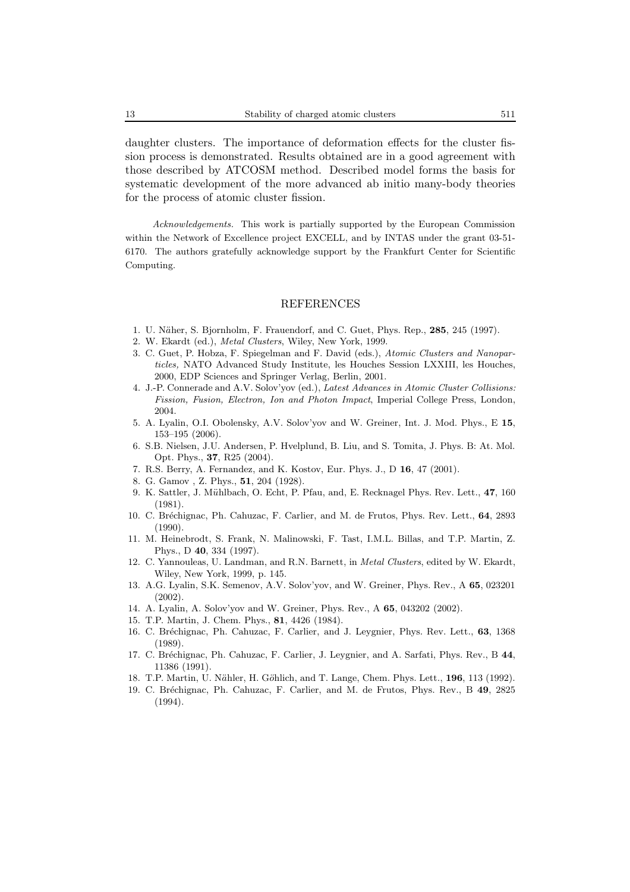daughter clusters. The importance of deformation effects for the cluster fission process is demonstrated. Results obtained are in a good agreement with those described by ATCOSM method. Described model forms the basis for systematic development of the more advanced ab initio many-body theories for the process of atomic cluster fission.

*Acknowledgements.* This work is partially supported by the European Commission within the Network of Excellence project EXCELL, and by INTAS under the grant 03-51-6170. The authors gratefully acknowledge support by the Frankfurt Center for Scientific Computing.

## REFERENCES

1. U. Näher, S. Bjornholm, F. Frauendorf, and C. Guet, Phys. Rep., **285**, 245 (1997).
2. W. Ekardt (ed.), *Metal Clusters*, Wiley, New York, 1999.
3. C. Guet, P. Hobza, F. Spiegelman and F. David (eds.), *Atomic Clusters and Nanoparticles,* NATO Advanced Study Institute, les Houches Session LXXIII, les Houches, 2000, EDP Sciences and Springer Verlag, Berlin, 2001.
4. J.-P. Connerade and A.V. Solov'yov (ed.), *Latest Advances in Atomic Cluster Collisions: Fission, Fusion, Electron, Ion and Photon Impact*, Imperial College Press, London, 2004.
5. A. Lyalin, O.I. Obolensky, A.V. Solov'yov and W. Greiner, Int. J. Mod. Phys., E **15**, 153–195 (2006).
6. S.B. Nielsen, J.U. Andersen, P. Hvelplund, B. Liu, and S. Tomita, J. Phys. B: At. Mol. Opt. Phys., **37**, R25 (2004).
7. R.S. Berry, A. Fernandez, and K. Kostov, Eur. Phys. J., D **16**, 47 (2001).
8. G. Gamov , Z. Phys., **51**, 204 (1928).
9. K. Sattler, J. Mühlbach, O. Echt, P. Pfau, and, E. Recknagel Phys. Rev. Lett., **47**, 160 (1981).
10. C. Bréchignac, Ph. Cahuzac, F. Carlier, and M. de Frutos, Phys. Rev. Lett., **64**, 2893 (1990).
11. M. Heinebrodt, S. Frank, N. Malinowski, F. Tast, I.M.L. Billas, and T.P. Martin, Z. Phys., D **40**, 334 (1997).
12. C. Yannouleas, U. Landman, and R.N. Barnett, in *Metal Clusters*, edited by W. Ekardt, Wiley, New York, 1999, p. 145.
13. A.G. Lyalin, S.K. Semenov, A.V. Solov'yov, and W. Greiner, Phys. Rev., A **65**, 023201 (2002).
14. A. Lyalin, A. Solov'yov and W. Greiner, Phys. Rev., A **65**, 043202 (2002).
15. T.P. Martin, J. Chem. Phys., **81**, 4426 (1984).
16. C. Bréchignac, Ph. Cahuzac, F. Carlier, and J. Leygnier, Phys. Rev. Lett., **63**, 1368 (1989).
17. C. Bréchignac, Ph. Cahuzac, F. Carlier, J. Leygnier, and A. Sarfati, Phys. Rev., B **44**, 11386 (1991).
18. T.P. Martin, U. Nähler, H. Göhlich, and T. Lange, Chem. Phys. Lett., **196**, 113 (1992).
19. C. Bréchignac, Ph. Cahuzac, F. Carlier, and M. de Frutos, Phys. Rev., B **49**, 2825 (1994).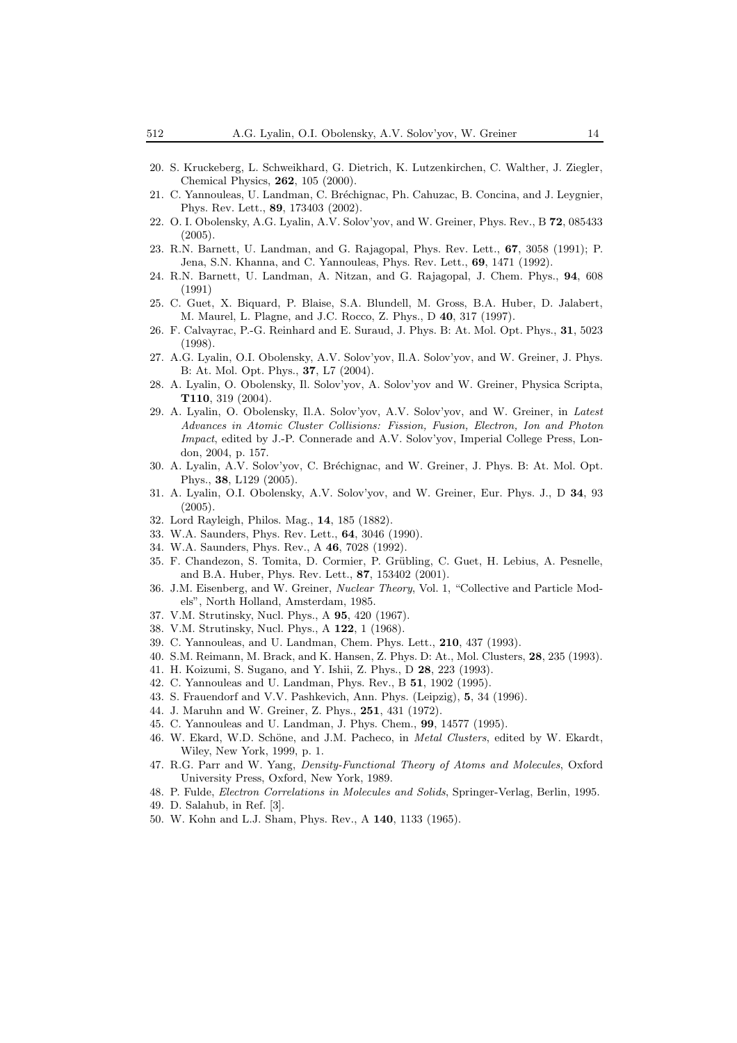20. S. Kruckeberg, L. Schweikhard, G. Dietrich, K. Lutzenkirchen, C. Walther, J. Ziegler, Chemical Physics, **262**, 105 (2000).
21. C. Yannouleas, U. Landman, C. Bréchignac, Ph. Cahuzac, B. Concina, and J. Leygnier, Phys. Rev. Lett., **89**, 173403 (2002).
22. O. I. Obolensky, A.G. Lyalin, A.V. Solov'yov, and W. Greiner, Phys. Rev., B **72**, 085433 (2005).
23. R.N. Barnett, U. Landman, and G. Rajagopal, Phys. Rev. Lett., **67**, 3058 (1991); P. Jena, S.N. Khanna, and C. Yannouleas, Phys. Rev. Lett., **69**, 1471 (1992).
24. R.N. Barnett, U. Landman, A. Nitzan, and G. Rajagopal, J. Chem. Phys., **94**, 608 (1991)
25. C. Guet, X. Biquard, P. Blaise, S.A. Blundell, M. Gross, B.A. Huber, D. Jalabert, M. Maurel, L. Plagne, and J.C. Rocco, Z. Phys., D **40**, 317 (1997).
26. F. Calvayrac, P.-G. Reinhard and E. Suraud, J. Phys. B: At. Mol. Opt. Phys., **31**, 5023 (1998).
27. A.G. Lyalin, O.I. Obolensky, A.V. Solov'yov, Il.A. Solov'yov, and W. Greiner, J. Phys. B: At. Mol. Opt. Phys., **37**, L7 (2004).
28. A. Lyalin, O. Obolensky, Il. Solov'yov, A. Solov'yov and W. Greiner, Physica Scripta, **T110**, 319 (2004).
29. A. Lyalin, O. Obolensky, Il.A. Solov'yov, A.V. Solov'yov, and W. Greiner, in *Latest Advances in Atomic Cluster Collisions: Fission, Fusion, Electron, Ion and Photon Impact*, edited by J.-P. Connerade and A.V. Solov'yov, Imperial College Press, London, 2004, p. 157.
30. A. Lyalin, A.V. Solov'yov, C. Bréchignac, and W. Greiner, J. Phys. B: At. Mol. Opt. Phys., **38**, L129 (2005).
31. A. Lyalin, O.I. Obolensky, A.V. Solov'yov, and W. Greiner, Eur. Phys. J., D **34**, 93 (2005).
32. Lord Rayleigh, Philos. Mag., **14**, 185 (1882).
33. W.A. Saunders, Phys. Rev. Lett., **64**, 3046 (1990).
34. W.A. Saunders, Phys. Rev., A **46**, 7028 (1992).
35. F. Chandezon, S. Tomita, D. Cormier, P. Grübling, C. Guet, H. Lebius, A. Pesnelle, and B.A. Huber, Phys. Rev. Lett., **87**, 153402 (2001).
36. J.M. Eisenberg, and W. Greiner, *Nuclear Theory*, Vol. 1, "Collective and Particle Models", North Holland, Amsterdam, 1985.
37. V.M. Strutinsky, Nucl. Phys., A **95**, 420 (1967).
38. V.M. Strutinsky, Nucl. Phys., A **122**, 1 (1968).
39. C. Yannouleas, and U. Landman, Chem. Phys. Lett., **210**, 437 (1993).
40. S.M. Reimann, M. Brack, and K. Hansen, Z. Phys. D: At., Mol. Clusters, **28**, 235 (1993).
41. H. Koizumi, S. Sugano, and Y. Ishii, Z. Phys., D **28**, 223 (1993).
42. C. Yannouleas and U. Landman, Phys. Rev., B **51**, 1902 (1995).
43. S. Frauendorf and V.V. Pashkevich, Ann. Phys. (Leipzig), **5**, 34 (1996).
44. J. Maruhn and W. Greiner, Z. Phys., **251**, 431 (1972).
45. C. Yannouleas and U. Landman, J. Phys. Chem., **99**, 14577 (1995).
46. W. Ekard, W.D. Schöne, and J.M. Pacheco, in *Metal Clusters*, edited by W. Ekardt, Wiley, New York, 1999, p. 1.
47. R.G. Parr and W. Yang, *Density-Functional Theory of Atoms and Molecules*, Oxford University Press, Oxford, New York, 1989.
48. P. Fulde, *Electron Correlations in Molecules and Solids*, Springer-Verlag, Berlin, 1995.
49. D. Salahub, in Ref. [3].
50. W. Kohn and L.J. Sham, Phys. Rev., A **140**, 1133 (1965).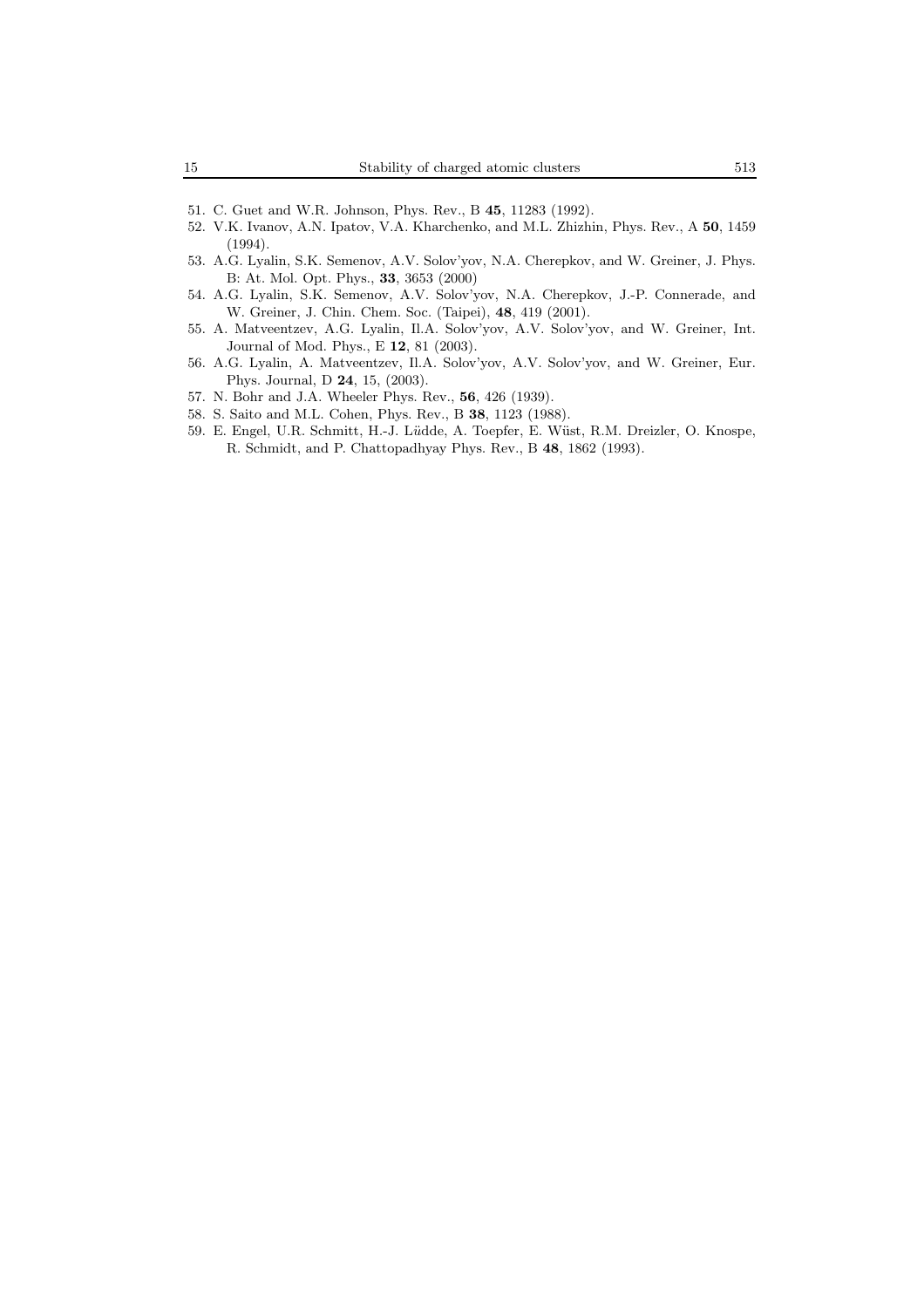51. C. Guet and W.R. Johnson, Phys. Rev., B **45**, 11283 (1992).
52. V.K. Ivanov, A.N. Ipatov, V.A. Kharchenko, and M.L. Zhizhin, Phys. Rev., A **50**, 1459 (1994).
53. A.G. Lyalin, S.K. Semenov, A.V. Solov'yov, N.A. Cherepkov, and W. Greiner, J. Phys. B: At. Mol. Opt. Phys., **33**, 3653 (2000)
54. A.G. Lyalin, S.K. Semenov, A.V. Solov'yov, N.A. Cherepkov, J.-P. Connerade, and W. Greiner, J. Chin. Chem. Soc. (Taipei), **48**, 419 (2001).
55. A. Matveentzev, A.G. Lyalin, Il.A. Solov'yov, A.V. Solov'yov, and W. Greiner, Int. Journal of Mod. Phys., E **12**, 81 (2003).
56. A.G. Lyalin, A. Matveentzev, Il.A. Solov'yov, A.V. Solov'yov, and W. Greiner, Eur. Phys. Journal, D **24**, 15, (2003).
57. N. Bohr and J.A. Wheeler Phys. Rev., **56**, 426 (1939).
58. S. Saito and M.L. Cohen, Phys. Rev., B **38**, 1123 (1988).
59. E. Engel, U.R. Schmitt, H.-J. L*ü*dde, A. Toepfer, E. Wüst, R.M. Dreizler, O. Knospe, R. Schmidt, and P. Chattopadhyay Phys. Rev., B **48**, 1862 (1993).